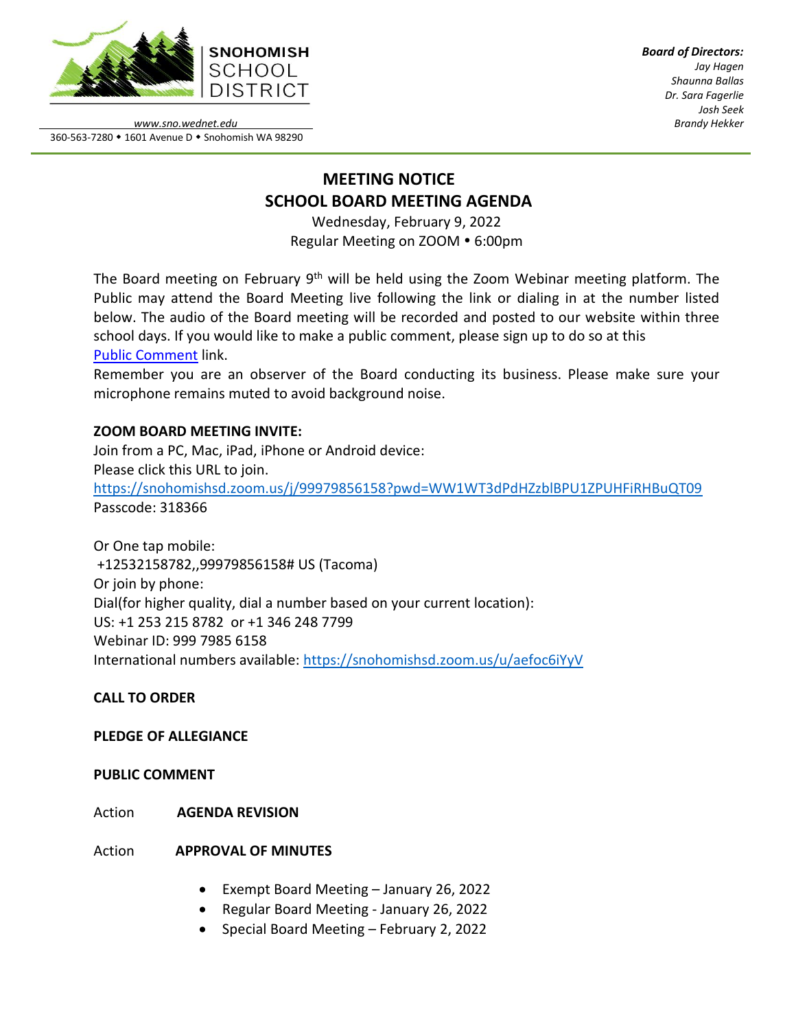**SNOHOMISH SCHOOL DISTRICT**

*www.sno.wednet.edu*
360-563-7280 • 1601 Avenue D • Snohomish WA 98290

***Board of Directors:***
*Jay Hagen*
*Shaunna Ballas*
*Dr. Sara Fagerlie*
*Josh Seek*
*Brandy Hekker*

# MEETING NOTICE
# SCHOOL BOARD MEETING AGENDA

Wednesday, February 9, 2022
Regular Meeting on ZOOM • 6:00pm

The Board meeting on February 9th will be held using the Zoom Webinar meeting platform. The Public may attend the Board Meeting live following the link or dialing in at the number listed below. The audio of the Board meeting will be recorded and posted to our website within three school days. If you would like to make a public comment, please sign up to do so at this Public Comment link.
Remember you are an observer of the Board conducting its business. Please make sure your microphone remains muted to avoid background noise.

**ZOOM BOARD MEETING INVITE:**
Join from a PC, Mac, iPad, iPhone or Android device:
Please click this URL to join.
https://snohomishsd.zoom.us/j/99979856158?pwd=WW1WT3dPdHZzblBPU1ZPUHFiRHBuQT09
Passcode: 318366

Or One tap mobile:
+12532158782,,99979856158# US (Tacoma)
Or join by phone:
Dial(for higher quality, dial a number based on your current location):
US: +1 253 215 8782 or +1 346 248 7799
Webinar ID: 999 7985 6158
International numbers available: https://snohomishsd.zoom.us/u/aefoc6iYyV

**CALL TO ORDER**

**PLEDGE OF ALLEGIANCE**

**PUBLIC COMMENT**

Action **AGENDA REVISION**

Action **APPROVAL OF MINUTES**

- Exempt Board Meeting – January 26, 2022
- Regular Board Meeting - January 26, 2022
- Special Board Meeting – February 2, 2022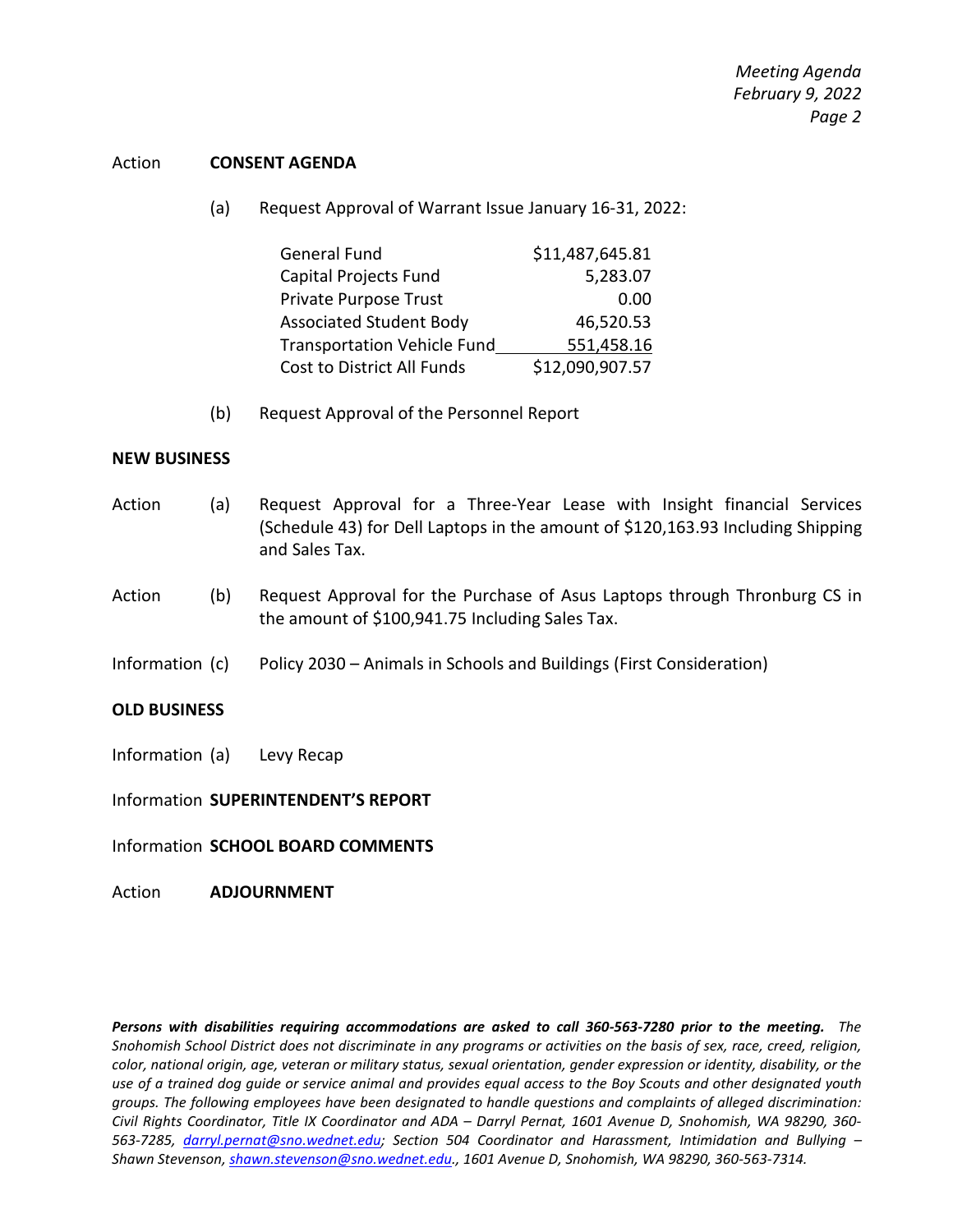Action **CONSENT AGENDA**

(a) Request Approval of Warrant Issue January 16-31, 2022:

| | |
|---|---|
| General Fund | $11,487,645.81 |
| Capital Projects Fund | 5,283.07 |
| Private Purpose Trust | 0.00 |
| Associated Student Body | 46,520.53 |
| Transportation Vehicle Fund | 551,458.16 |
| Cost to District All Funds | $12,090,907.57 |

(b) Request Approval of the Personnel Report

**NEW BUSINESS**

Action (a) Request Approval for a Three-Year Lease with Insight financial Services (Schedule 43) for Dell Laptops in the amount of $120,163.93 Including Shipping and Sales Tax.

Action (b) Request Approval for the Purchase of Asus Laptops through Thronburg CS in the amount of $100,941.75 Including Sales Tax.

Information (c) Policy 2030 – Animals in Schools and Buildings (First Consideration)

**OLD BUSINESS**

Information (a) Levy Recap

Information **SUPERINTENDENT'S REPORT**

Information **SCHOOL BOARD COMMENTS**

Action **ADJOURNMENT**

***Persons with disabilities requiring accommodations are asked to call 360-563-7280 prior to the meeting.*** *The Snohomish School District does not discriminate in any programs or activities on the basis of sex, race, creed, religion, color, national origin, age, veteran or military status, sexual orientation, gender expression or identity, disability, or the use of a trained dog guide or service animal and provides equal access to the Boy Scouts and other designated youth groups. The following employees have been designated to handle questions and complaints of alleged discrimination: Civil Rights Coordinator, Title IX Coordinator and ADA – Darryl Pernat, 1601 Avenue D, Snohomish, WA 98290, 360-563-7285, darryl.pernat@sno.wednet.edu; Section 504 Coordinator and Harassment, Intimidation and Bullying – Shawn Stevenson, shawn.stevenson@sno.wednet.edu., 1601 Avenue D, Snohomish, WA 98290, 360-563-7314.*